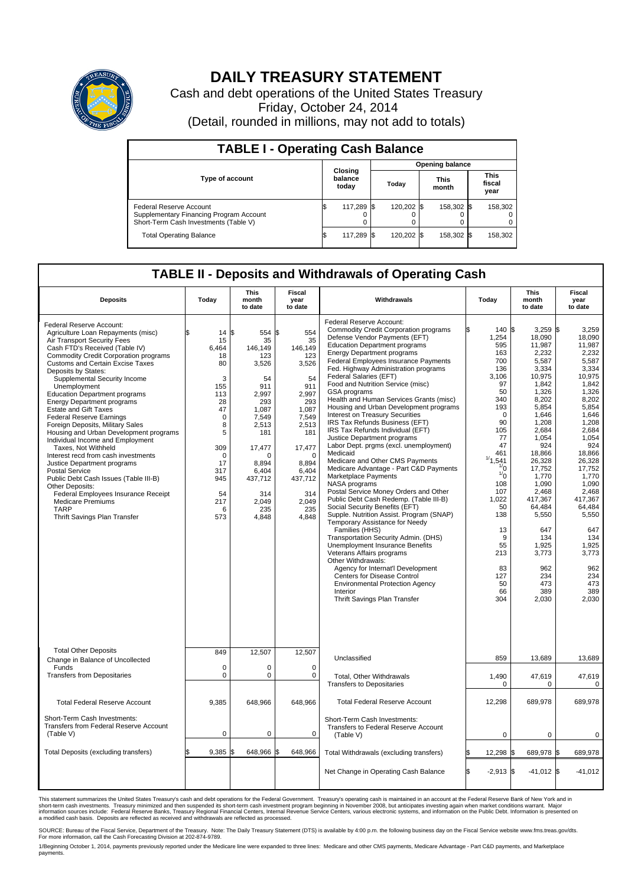# DAILY TREASURY STATEMENT

Cash and debt operations of the United States Treasury

Friday, October 24, 2014

(Detail, rounded in millions, may not add to totals)

## TABLE I - Operating Cash Balance

| Type of account | Closing balance today | Opening balance Today | Opening balance This month | Opening balance This fiscal year |
|---|---|---|---|---|
| Federal Reserve Account | $ 117,289 | $ 120,202 | $ 158,302 | $ 158,302 |
| Supplementary Financing Program Account | 0 | 0 | 0 | 0 |
| Short-Term Cash Investments (Table V) | 0 | 0 | 0 | 0 |
| Total Operating Balance | $ 117,289 | $ 120,202 | $ 158,302 | $ 158,302 |

## TABLE II - Deposits and Withdrawals of Operating Cash

| Deposits | Today | This month to date | Fiscal year to date |
|---|---|---|---|
| Federal Reserve Account: | | | |
| Agriculture Loan Repayments (misc) | $ 14 | $ 554 | $ 554 |
| Air Transport Security Fees | 15 | 35 | 35 |
| Cash FTD's Received (Table IV) | 6,464 | 146,149 | 146,149 |
| Commodity Credit Corporation programs | 18 | 123 | 123 |
| Customs and Certain Excise Taxes | 80 | 3,526 | 3,526 |
| Deposits by States: | | | |
| Supplemental Security Income | 3 | 54 | 54 |
| Unemployment | 155 | 911 | 911 |
| Education Department programs | 113 | 2,997 | 2,997 |
| Energy Department programs | 28 | 293 | 293 |
| Estate and Gift Taxes | 47 | 1,087 | 1,087 |
| Federal Reserve Earnings | 0 | 7,549 | 7,549 |
| Foreign Deposits, Military Sales | 8 | 2,513 | 2,513 |
| Housing and Urban Development programs | 5 | 181 | 181 |
| Individual Income and Employment Taxes, Not Withheld | 309 | 17,477 | 17,477 |
| Interest recd from cash investments | 0 | 0 | 0 |
| Justice Department programs | 17 | 8,894 | 8,894 |
| Postal Service | 317 | 6,404 | 6,404 |
| Public Debt Cash Issues (Table III-B) | 945 | 437,712 | 437,712 |
| Other Deposits: | | | |
| Federal Employees Insurance Receipt | 54 | 314 | 314 |
| Medicare Premiums | 217 | 2,049 | 2,049 |
| TARP | 6 | 235 | 235 |
| Thrift Savings Plan Transfer | 573 | 4,848 | 4,848 |
| Total Other Deposits | 849 | 12,507 | 12,507 |
| Change in Balance of Uncollected Funds | 0 | 0 | 0 |
| Transfers from Depositaries | 0 | 0 | 0 |
| Total Federal Reserve Account | 9,385 | 648,966 | 648,966 |
| Short-Term Cash Investments: Transfers from Federal Reserve Account (Table V) | 0 | 0 | 0 |
| Total Deposits (excluding transfers) | $ 9,385 | $ 648,966 | $ 648,966 |

| Withdrawals | Today | This month to date | Fiscal year to date |
|---|---|---|---|
| Federal Reserve Account: | | | |
| Commodity Credit Corporation programs | $ 140 | $ 3,259 | $ 3,259 |
| Defense Vendor Payments (EFT) | 1,254 | 18,090 | 18,090 |
| Education Department programs | 595 | 11,987 | 11,987 |
| Energy Department programs | 163 | 2,232 | 2,232 |
| Federal Employees Insurance Payments | 700 | 5,587 | 5,587 |
| Fed. Highway Administration programs | 136 | 3,334 | 3,334 |
| Federal Salaries (EFT) | 3,106 | 10,975 | 10,975 |
| Food and Nutrition Service (misc) | 97 | 1,842 | 1,842 |
| GSA programs | 50 | 1,326 | 1,326 |
| Health and Human Services Grants (misc) | 340 | 8,202 | 8,202 |
| Housing and Urban Development programs | 193 | 5,854 | 5,854 |
| Interest on Treasury Securities | 0 | 1,646 | 1,646 |
| IRS Tax Refunds Business (EFT) | 90 | 1,208 | 1,208 |
| IRS Tax Refunds Individual (EFT) | 105 | 2,684 | 2,684 |
| Justice Department programs | 77 | 1,054 | 1,054 |
| Labor Dept. prgms (excl. unemployment) | 47 | 924 | 924 |
| Medicaid | 461 | 18,866 | 18,866 |
| Medicare and Other CMS Payments | [1]1,541 | 26,328 | 26,328 |
| Medicare Advantage - Part C&D Payments | [1]0 | 17,752 | 17,752 |
| Marketplace Payments | [1]0 | 1,770 | 1,770 |
| NASA programs | 108 | 1,090 | 1,090 |
| Postal Service Money Orders and Other | 107 | 2,468 | 2,468 |
| Public Debt Cash Redemp. (Table III-B) | 1,022 | 417,367 | 417,367 |
| Social Security Benefits (EFT) | 50 | 64,484 | 64,484 |
| Supple. Nutrition Assist. Program (SNAP) | 138 | 5,550 | 5,550 |
| Temporary Assistance for Needy Families (HHS) | 13 | 647 | 647 |
| Transportation Security Admin. (DHS) | 9 | 134 | 134 |
| Unemployment Insurance Benefits | 55 | 1,925 | 1,925 |
| Veterans Affairs programs | 213 | 3,773 | 3,773 |
| Other Withdrawals: | | | |
| Agency for Internat'l Development | 83 | 962 | 962 |
| Centers for Disease Control | 127 | 234 | 234 |
| Environmental Protection Agency | 50 | 473 | 473 |
| Interior | 66 | 389 | 389 |
| Thrift Savings Plan Transfer | 304 | 2,030 | 2,030 |
| Unclassified | 859 | 13,689 | 13,689 |
| Total, Other Withdrawals | 1,490 | 47,619 | 47,619 |
| Transfers to Depositaries | 0 | 0 | 0 |
| Total Federal Reserve Account | 12,298 | 689,978 | 689,978 |
| Short-Term Cash Investments: Transfers to Federal Reserve Account (Table V) | 0 | 0 | 0 |
| Total Withdrawals (excluding transfers) | $ 12,298 | $ 689,978 | $ 689,978 |
| Net Change in Operating Cash Balance | $ -2,913 | $ -41,012 | $ -41,012 |

This statement summarizes the United States Treasury's cash and debt operations for the Federal Government. Treasury's operating cash is maintained in an account at the Federal Reserve Bank of New York and in short-term cash investments. Treasury minimized and then suspended its short-term cash investment program beginning in November 2008, but anticipates investing again when market conditions warrant. Major information sources include: Federal Reserve Banks, Treasury Regional Financial Centers, Internal Revenue Service Centers, various electronic systems, and information on the Public Debt. Information is presented on a modified cash basis. Deposits are reflected as received and withdrawals are reflected as processed.

SOURCE: Bureau of the Fiscal Service, Department of the Treasury. Note: The Daily Treasury Statement (DTS) is available by 4:00 p.m. the following business day on the Fiscal Service website www.fms.treas.gov/dts. For more information, call the Cash Forecasting Division at 202-874-9789.

1/Beginning October 1, 2014, payments previously reported under the Medicare line were expanded to three lines: Medicare and other CMS payments, Medicare Advantage - Part C&D payments, and Marketplace payments.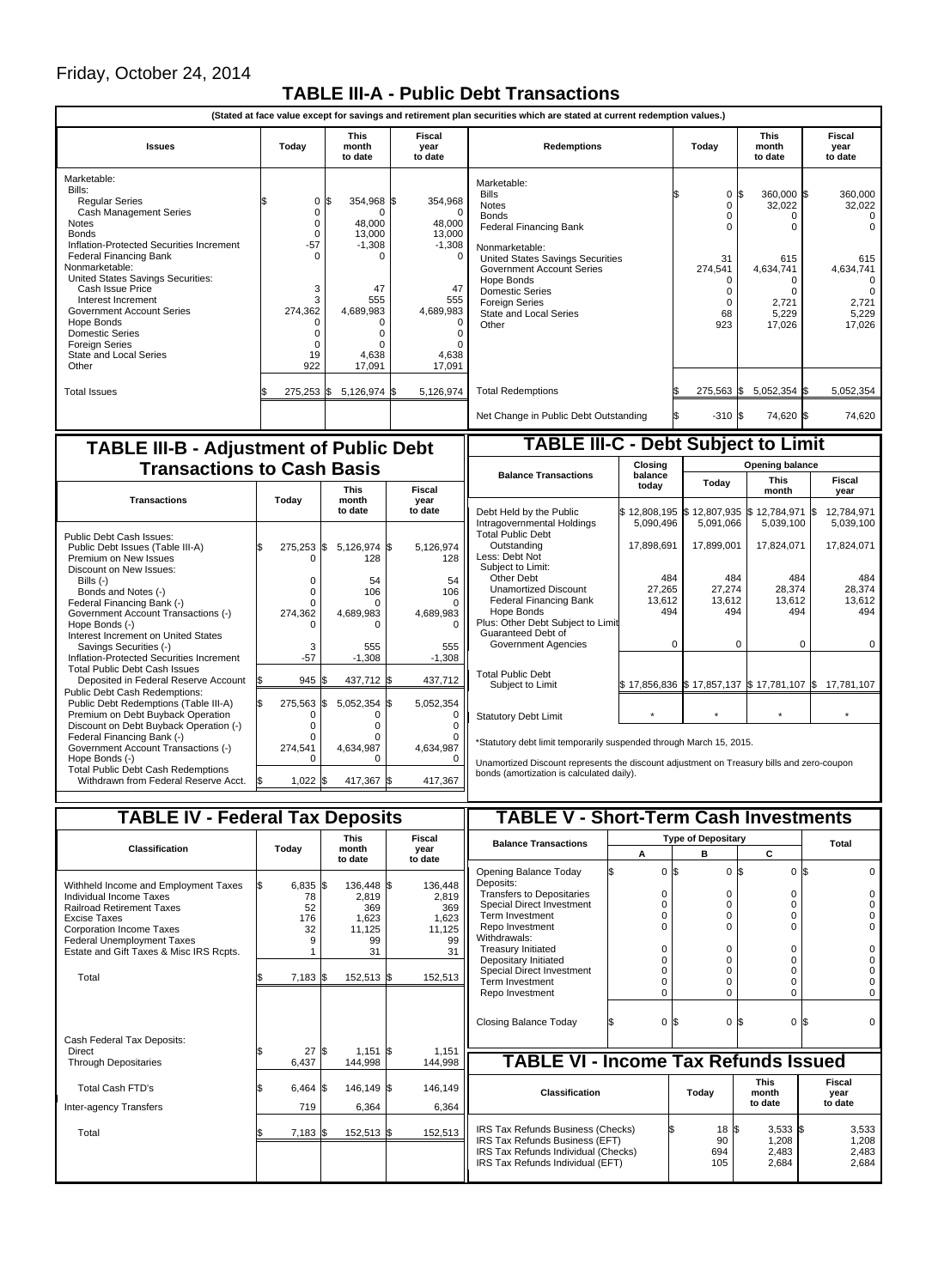Friday, October 24, 2014

# TABLE III-A - Public Debt Transactions

(Stated at face value except for savings and retirement plan securities which are stated at current redemption values.)

| Issues | Today | This month to date | Fiscal year to date |
|---|---|---|---|
| Marketable: | | | |
| Bills: | | | |
| Regular Series | $ 0 | $ 354,968 | $ 354,968 |
| Cash Management Series | 0 | 0 | 0 |
| Notes | 0 | 48,000 | 48,000 |
| Bonds | 0 | 13,000 | 13,000 |
| Inflation-Protected Securities Increment | -57 | -1,308 | -1,308 |
| Federal Financing Bank | 0 | 0 | 0 |
| Nonmarketable: | | | |
| United States Savings Securities: | | | |
| Cash Issue Price | 3 | 47 | 47 |
| Interest Increment | 3 | 555 | 555 |
| Government Account Series | 274,362 | 4,689,983 | 4,689,983 |
| Hope Bonds | 0 | 0 | 0 |
| Domestic Series | 0 | 0 | 0 |
| Foreign Series | 0 | 0 | 0 |
| State and Local Series | 19 | 4,638 | 4,638 |
| Other | 922 | 17,091 | 17,091 |
| Total Issues | $ 275,253 | $ 5,126,974 | $ 5,126,974 |

| Redemptions | Today | This month to date | Fiscal year to date |
|---|---|---|---|
| Marketable: | | | |
| Bills | $ 0 | $ 360,000 | $ 360,000 |
| Notes | 0 | 32,022 | 32,022 |
| Bonds | 0 | 0 | 0 |
| Federal Financing Bank | 0 | 0 | 0 |
| Nonmarketable: | | | |
| United States Savings Securities | 31 | 615 | 615 |
| Government Account Series | 274,541 | 4,634,741 | 4,634,741 |
| Hope Bonds | 0 | 0 | 0 |
| Domestic Series | 0 | 0 | 0 |
| Foreign Series | 0 | 2,721 | 2,721 |
| State and Local Series | 68 | 5,229 | 5,229 |
| Other | 923 | 17,026 | 17,026 |
| Total Redemptions | $ 275,563 | $ 5,052,354 | $ 5,052,354 |
| Net Change in Public Debt Outstanding | $ -310 | $ 74,620 | $ 74,620 |

# TABLE III-B - Adjustment of Public Debt Transactions to Cash Basis

| Transactions | Today | This month to date | Fiscal year to date |
|---|---|---|---|
| Public Debt Cash Issues: | | | |
| Public Debt Issues (Table III-A) | $ 275,253 | $ 5,126,974 | $ 5,126,974 |
| Premium on New Issues | 0 | 128 | 128 |
| Discount on New Issues: | | | |
| Bills (-) | 0 | 54 | 54 |
| Bonds and Notes (-) | 0 | 106 | 106 |
| Federal Financing Bank (-) | 0 | 0 | 0 |
| Government Account Transactions (-) | 274,362 | 4,689,983 | 4,689,983 |
| Hope Bonds (-) | 0 | 0 | 0 |
| Interest Increment on United States Savings Securities (-) | 3 | 555 | 555 |
| Inflation-Protected Securities Increment | -57 | -1,308 | -1,308 |
| Total Public Debt Cash Issues Deposited in Federal Reserve Account | $ 945 | $ 437,712 | $ 437,712 |
| Public Debt Cash Redemptions: | | | |
| Public Debt Redemptions (Table III-A) | $ 275,563 | $ 5,052,354 | $ 5,052,354 |
| Premium on Debt Buyback Operation | 0 | 0 | 0 |
| Discount on Debt Buyback Operation (-) | 0 | 0 | 0 |
| Federal Financing Bank (-) | 0 | 0 | 0 |
| Government Account Transactions (-) | 274,541 | 4,634,987 | 4,634,987 |
| Hope Bonds (-) | 0 | 0 | 0 |
| Total Public Debt Cash Redemptions Withdrawn from Federal Reserve Acct. | $ 1,022 | $ 417,367 | $ 417,367 |

# TABLE III-C - Debt Subject to Limit

| Balance Transactions | Closing balance today | Opening balance Today | Opening balance This month | Opening balance Fiscal year |
|---|---|---|---|---|
| Debt Held by the Public | $ 12,808,195 | $ 12,807,935 | $ 12,784,971 | $ 12,784,971 |
| Intragovernmental Holdings | 5,090,496 | 5,091,066 | 5,039,100 | 5,039,100 |
| Total Public Debt Outstanding | 17,898,691 | 17,899,001 | 17,824,071 | 17,824,071 |
| Less: Debt Not Subject to Limit: | | | | |
| Other Debt | 484 | 484 | 484 | 484 |
| Unamortized Discount | 27,265 | 27,274 | 28,374 | 28,374 |
| Federal Financing Bank | 13,612 | 13,612 | 13,612 | 13,612 |
| Hope Bonds | 494 | 494 | 494 | 494 |
| Plus: Other Debt Subject to Limit | | | | |
| Guaranteed Debt of Government Agencies | 0 | 0 | 0 | 0 |
| Total Public Debt Subject to Limit | $ 17,856,836 | $ 17,857,137 | $ 17,781,107 | $ 17,781,107 |
| Statutory Debt Limit | * | * | * | * |

*Statutory debt limit temporarily suspended through March 15, 2015.

Unamortized Discount represents the discount adjustment on Treasury bills and zero-coupon bonds (amortization is calculated daily).

# TABLE IV - Federal Tax Deposits

| Classification | Today | This month to date | Fiscal year to date |
|---|---|---|---|
| Withheld Income and Employment Taxes | $ 6,835 | $ 136,448 | $ 136,448 |
| Individual Income Taxes | 78 | 2,819 | 2,819 |
| Railroad Retirement Taxes | 52 | 369 | 369 |
| Excise Taxes | 176 | 1,623 | 1,623 |
| Corporation Income Taxes | 32 | 11,125 | 11,125 |
| Federal Unemployment Taxes | 9 | 99 | 99 |
| Estate and Gift Taxes & Misc IRS Rcpts. | 1 | 31 | 31 |
| Total | $ 7,183 | $ 152,513 | $ 152,513 |
| Cash Federal Tax Deposits: | | | |
| Direct | $ 27 | $ 1,151 | $ 1,151 |
| Through Depositaries | 6,437 | 144,998 | 144,998 |
| Total Cash FTD's | $ 6,464 | $ 146,149 | $ 146,149 |
| Inter-agency Transfers | 719 | 6,364 | 6,364 |
| Total | $ 7,183 | $ 152,513 | $ 152,513 |

# TABLE V - Short-Term Cash Investments

| Balance Transactions | Type of Depositary A | Type of Depositary B | Type of Depositary C | Total |
|---|---|---|---|---|
| Opening Balance Today | $ 0 | $ 0 | $ 0 | $ 0 |
| Deposits: | | | | |
| Transfers to Depositaries | 0 | 0 | 0 | 0 |
| Special Direct Investment | 0 | 0 | 0 | 0 |
| Term Investment | 0 | 0 | 0 | 0 |
| Repo Investment | 0 | 0 | 0 | 0 |
| Withdrawals: | | | | |
| Treasury Initiated | 0 | 0 | 0 | 0 |
| Depositary Initiated | 0 | 0 | 0 | 0 |
| Special Direct Investment | 0 | 0 | 0 | 0 |
| Term Investment | 0 | 0 | 0 | 0 |
| Repo Investment | 0 | 0 | 0 | 0 |
| Closing Balance Today | $ 0 | $ 0 | $ 0 | $ 0 |

# TABLE VI - Income Tax Refunds Issued

| Classification | Today | This month to date | Fiscal year to date |
|---|---|---|---|
| IRS Tax Refunds Business (Checks) | $ 18 | $ 3,533 | $ 3,533 |
| IRS Tax Refunds Business (EFT) | 90 | 1,208 | 1,208 |
| IRS Tax Refunds Individual (Checks) | 694 | 2,483 | 2,483 |
| IRS Tax Refunds Individual (EFT) | 105 | 2,684 | 2,684 |